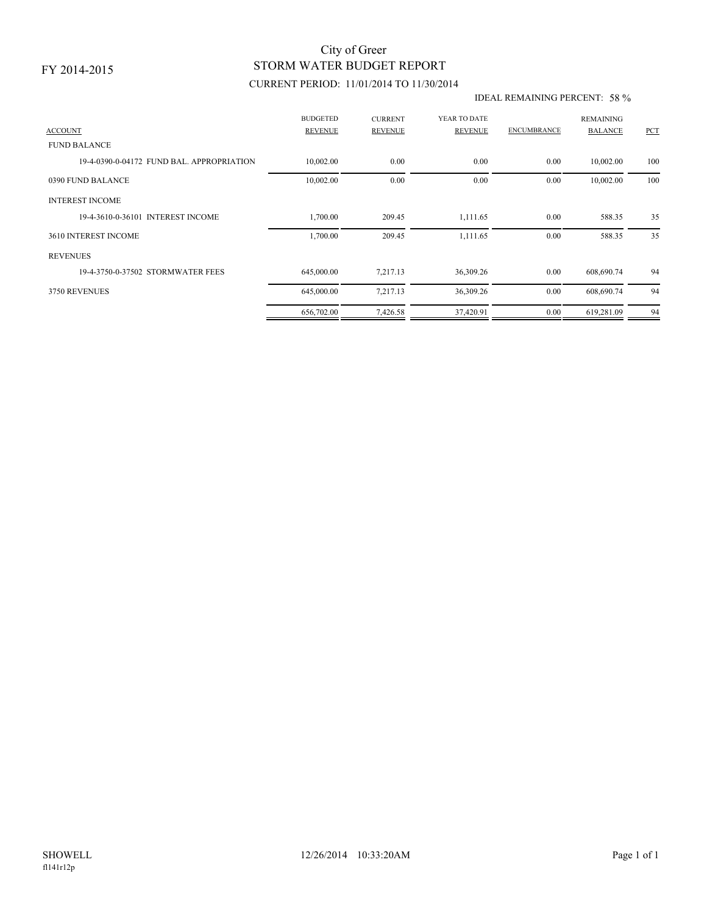FY 2014-2015

# City of Greer
## STORM WATER BUDGET REPORT
### CURRENT PERIOD: 11/01/2014 TO 11/30/2014

IDEAL REMAINING PERCENT: 58 %

| ACCOUNT | BUDGETED REVENUE | CURRENT REVENUE | YEAR TO DATE REVENUE | ENCUMBRANCE | REMAINING BALANCE | PCT |
|---|---|---|---|---|---|---|
| FUND BALANCE | | | | | | |
| 19-4-0390-0-04172 FUND BAL. APPROPRIATION | 10,002.00 | 0.00 | 0.00 | 0.00 | 10,002.00 | 100 |
| 0390 FUND BALANCE | 10,002.00 | 0.00 | 0.00 | 0.00 | 10,002.00 | 100 |
| INTEREST INCOME | | | | | | |
| 19-4-3610-0-36101 INTEREST INCOME | 1,700.00 | 209.45 | 1,111.65 | 0.00 | 588.35 | 35 |
| 3610 INTEREST INCOME | 1,700.00 | 209.45 | 1,111.65 | 0.00 | 588.35 | 35 |
| REVENUES | | | | | | |
| 19-4-3750-0-37502 STORMWATER FEES | 645,000.00 | 7,217.13 | 36,309.26 | 0.00 | 608,690.74 | 94 |
| 3750 REVENUES | 645,000.00 | 7,217.13 | 36,309.26 | 0.00 | 608,690.74 | 94 |
| | 656,702.00 | 7,426.58 | 37,420.91 | 0.00 | 619,281.09 | 94 |

SHOWELL 12/26/2014 10:33:20AM
fl141r12p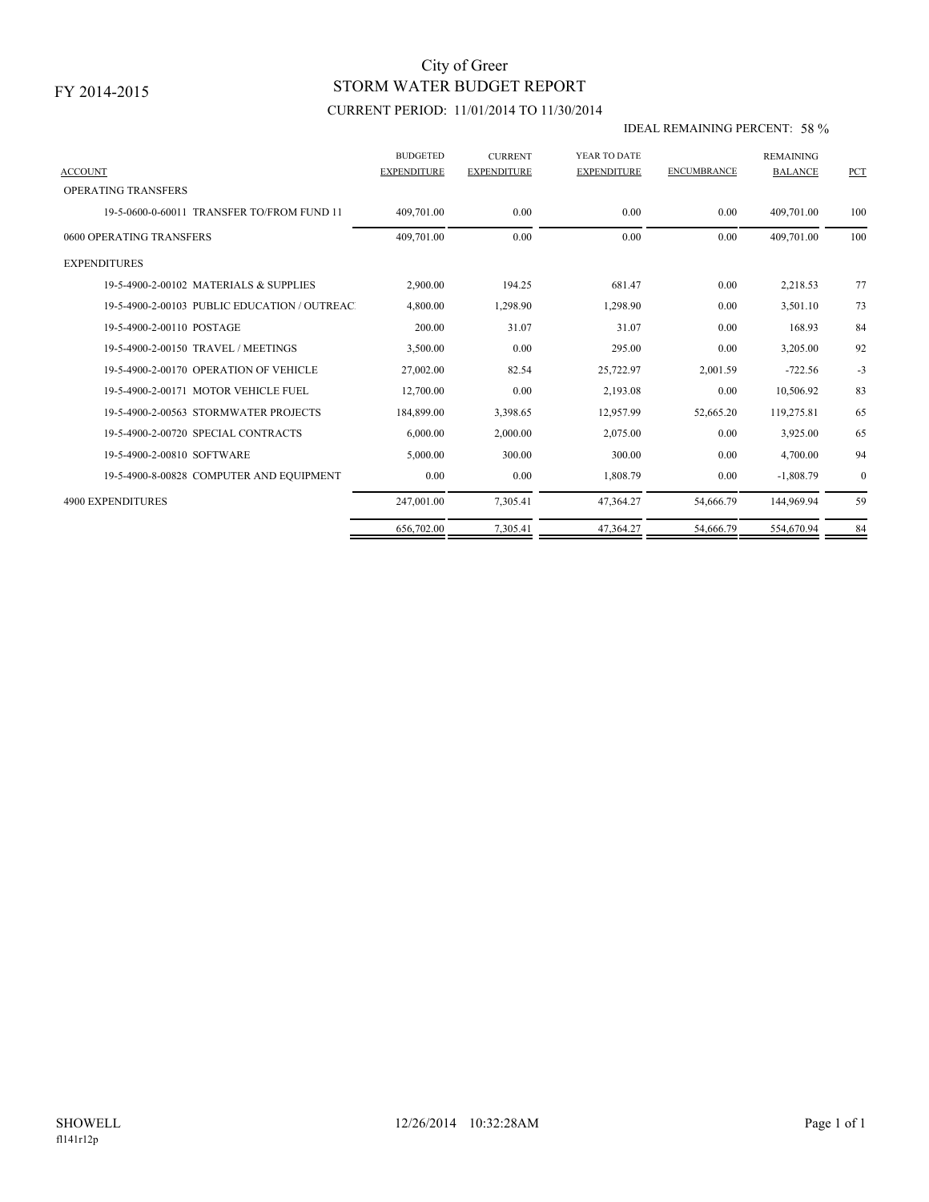FY 2014-2015

# City of Greer
## STORM WATER BUDGET REPORT
### CURRENT PERIOD: 11/01/2014 TO 11/30/2014

IDEAL REMAINING PERCENT: 58 %

| ACCOUNT | BUDGETED EXPENDITURE | CURRENT EXPENDITURE | YEAR TO DATE EXPENDITURE | ENCUMBRANCE | REMAINING BALANCE | PCT |
|---|---|---|---|---|---|---|
| OPERATING TRANSFERS | | | | | | |
| 19-5-0600-0-60011 TRANSFER TO/FROM FUND 11 | 409,701.00 | 0.00 | 0.00 | 0.00 | 409,701.00 | 100 |
| 0600 OPERATING TRANSFERS | 409,701.00 | 0.00 | 0.00 | 0.00 | 409,701.00 | 100 |
| EXPENDITURES | | | | | | |
| 19-5-4900-2-00102 MATERIALS & SUPPLIES | 2,900.00 | 194.25 | 681.47 | 0.00 | 2,218.53 | 77 |
| 19-5-4900-2-00103 PUBLIC EDUCATION / OUTREAC | 4,800.00 | 1,298.90 | 1,298.90 | 0.00 | 3,501.10 | 73 |
| 19-5-4900-2-00110 POSTAGE | 200.00 | 31.07 | 31.07 | 0.00 | 168.93 | 84 |
| 19-5-4900-2-00150 TRAVEL / MEETINGS | 3,500.00 | 0.00 | 295.00 | 0.00 | 3,205.00 | 92 |
| 19-5-4900-2-00170 OPERATION OF VEHICLE | 27,002.00 | 82.54 | 25,722.97 | 2,001.59 | -722.56 | -3 |
| 19-5-4900-2-00171 MOTOR VEHICLE FUEL | 12,700.00 | 0.00 | 2,193.08 | 0.00 | 10,506.92 | 83 |
| 19-5-4900-2-00563 STORMWATER PROJECTS | 184,899.00 | 3,398.65 | 12,957.99 | 52,665.20 | 119,275.81 | 65 |
| 19-5-4900-2-00720 SPECIAL CONTRACTS | 6,000.00 | 2,000.00 | 2,075.00 | 0.00 | 3,925.00 | 65 |
| 19-5-4900-2-00810 SOFTWARE | 5,000.00 | 300.00 | 300.00 | 0.00 | 4,700.00 | 94 |
| 19-5-4900-8-00828 COMPUTER AND EQUIPMENT | 0.00 | 0.00 | 1,808.79 | 0.00 | -1,808.79 | 0 |
| 4900 EXPENDITURES | 247,001.00 | 7,305.41 | 47,364.27 | 54,666.79 | 144,969.94 | 59 |
| | 656,702.00 | 7,305.41 | 47,364.27 | 54,666.79 | 554,670.94 | 84 |

SHOWELL
fl141r12p

12/26/2014 10:32:28AM